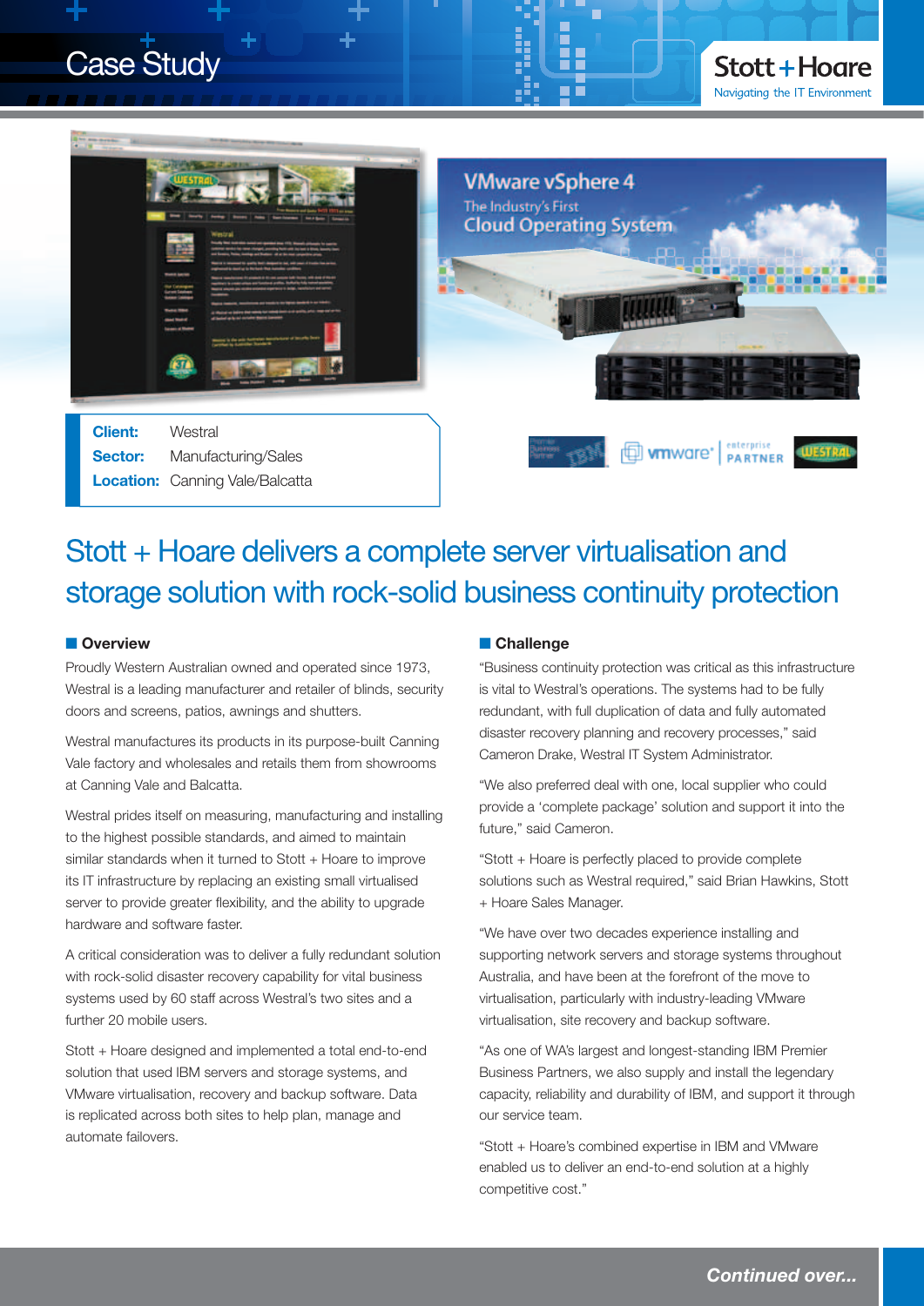# Case Study

Stott + Hoare
Navigating the IT Environment

**Client:** Westral
**Sector:** Manufacturing/Sales
**Location:** Canning Vale/Balcatta

## Stott + Hoare delivers a complete server virtualisation and storage solution with rock-solid business continuity protection

### Overview

Proudly Western Australian owned and operated since 1973, Westral is a leading manufacturer and retailer of blinds, security doors and screens, patios, awnings and shutters.

Westral manufactures its products in its purpose-built Canning Vale factory and wholesales and retails them from showrooms at Canning Vale and Balcatta.

Westral prides itself on measuring, manufacturing and installing to the highest possible standards, and aimed to maintain similar standards when it turned to Stott + Hoare to improve its IT infrastructure by replacing an existing small virtualised server to provide greater flexibility, and the ability to upgrade hardware and software faster.

A critical consideration was to deliver a fully redundant solution with rock-solid disaster recovery capability for vital business systems used by 60 staff across Westral's two sites and a further 20 mobile users.

Stott + Hoare designed and implemented a total end-to-end solution that used IBM servers and storage systems, and VMware virtualisation, recovery and backup software. Data is replicated across both sites to help plan, manage and automate failovers.

### Challenge

"Business continuity protection was critical as this infrastructure is vital to Westral's operations. The systems had to be fully redundant, with full duplication of data and fully automated disaster recovery planning and recovery processes," said Cameron Drake, Westral IT System Administrator.

"We also preferred deal with one, local supplier who could provide a 'complete package' solution and support it into the future," said Cameron.

"Stott + Hoare is perfectly placed to provide complete solutions such as Westral required," said Brian Hawkins, Stott + Hoare Sales Manager.

"We have over two decades experience installing and supporting network servers and storage systems throughout Australia, and have been at the forefront of the move to virtualisation, particularly with industry-leading VMware virtualisation, site recovery and backup software.

"As one of WA's largest and longest-standing IBM Premier Business Partners, we also supply and install the legendary capacity, reliability and durability of IBM, and support it through our service team.

"Stott + Hoare's combined expertise in IBM and VMware enabled us to deliver an end-to-end solution at a highly competitive cost."

*Continued over...*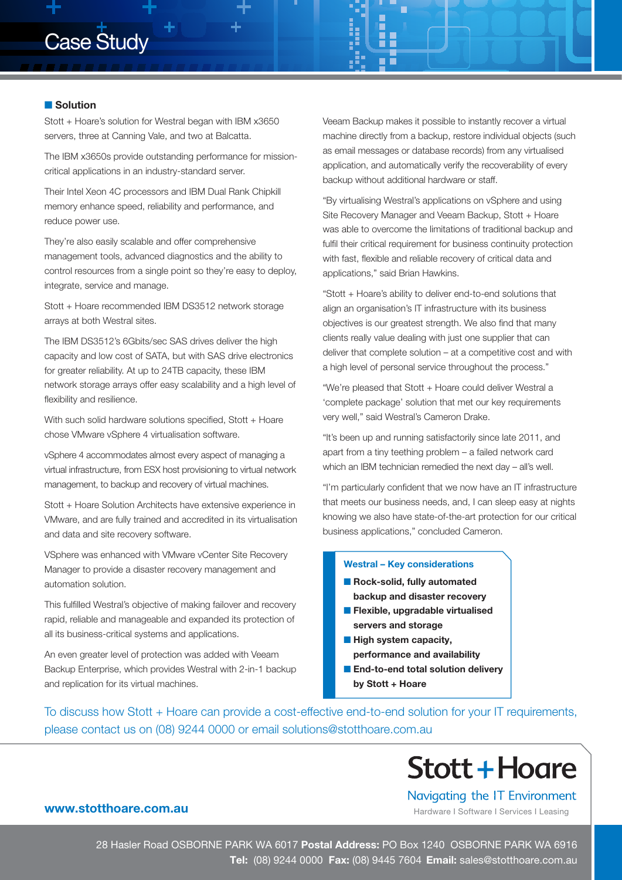## Solution

Stott + Hoare's solution for Westral began with IBM x3650 servers, three at Canning Vale, and two at Balcatta.

The IBM x3650s provide outstanding performance for mission-critical applications in an industry-standard server.

Their Intel Xeon 4C processors and IBM Dual Rank Chipkill memory enhance speed, reliability and performance, and reduce power use.

They're also easily scalable and offer comprehensive management tools, advanced diagnostics and the ability to control resources from a single point so they're easy to deploy, integrate, service and manage.

Stott + Hoare recommended IBM DS3512 network storage arrays at both Westral sites.

The IBM DS3512's 6Gbits/sec SAS drives deliver the high capacity and low cost of SATA, but with SAS drive electronics for greater reliability. At up to 24TB capacity, these IBM network storage arrays offer easy scalability and a high level of flexibility and resilience.

With such solid hardware solutions specified, Stott + Hoare chose VMware vSphere 4 virtualisation software.

vSphere 4 accommodates almost every aspect of managing a virtual infrastructure, from ESX host provisioning to virtual network management, to backup and recovery of virtual machines.

Stott + Hoare Solution Architects have extensive experience in VMware, and are fully trained and accredited in its virtualisation and data and site recovery software.

VSphere was enhanced with VMware vCenter Site Recovery Manager to provide a disaster recovery management and automation solution.

This fulfilled Westral's objective of making failover and recovery rapid, reliable and manageable and expanded its protection of all its business-critical systems and applications.

An even greater level of protection was added with Veeam Backup Enterprise, which provides Westral with 2-in-1 backup and replication for its virtual machines.

Veeam Backup makes it possible to instantly recover a virtual machine directly from a backup, restore individual objects (such as email messages or database records) from any virtualised application, and automatically verify the recoverability of every backup without additional hardware or staff.

"By virtualising Westral's applications on vSphere and using Site Recovery Manager and Veeam Backup, Stott + Hoare was able to overcome the limitations of traditional backup and fulfil their critical requirement for business continuity protection with fast, flexible and reliable recovery of critical data and applications," said Brian Hawkins.

"Stott + Hoare's ability to deliver end-to-end solutions that align an organisation's IT infrastructure with its business objectives is our greatest strength. We also find that many clients really value dealing with just one supplier that can deliver that complete solution – at a competitive cost and with a high level of personal service throughout the process."

"We're pleased that Stott + Hoare could deliver Westral a 'complete package' solution that met our key requirements very well," said Westral's Cameron Drake.

"It's been up and running satisfactorily since late 2011, and apart from a tiny teething problem – a failed network card which an IBM technician remedied the next day – all's well.

"I'm particularly confident that we now have an IT infrastructure that meets our business needs, and, I can sleep easy at nights knowing we also have state-of-the-art protection for our critical business applications," concluded Cameron.

### Westral – Key considerations

- **Rock-solid, fully automated backup and disaster recovery**
- **Flexible, upgradable virtualised servers and storage**
- **High system capacity, performance and availability**
- **End-to-end total solution delivery by Stott + Hoare**

To discuss how Stott + Hoare can provide a cost-effective end-to-end solution for your IT requirements, please contact us on (08) 9244 0000 or email solutions@stotthoare.com.au

**www.stotthoare.com.au**

Stott + Hoare

Navigating the IT Environment

Hardware I Software I Services I Leasing

28 Hasler Road OSBORNE PARK WA 6017 **Postal Address:** PO Box 1240 OSBORNE PARK WA 6916
**Tel:** (08) 9244 0000 **Fax:** (08) 9445 7604 **Email:** sales@stotthoare.com.au